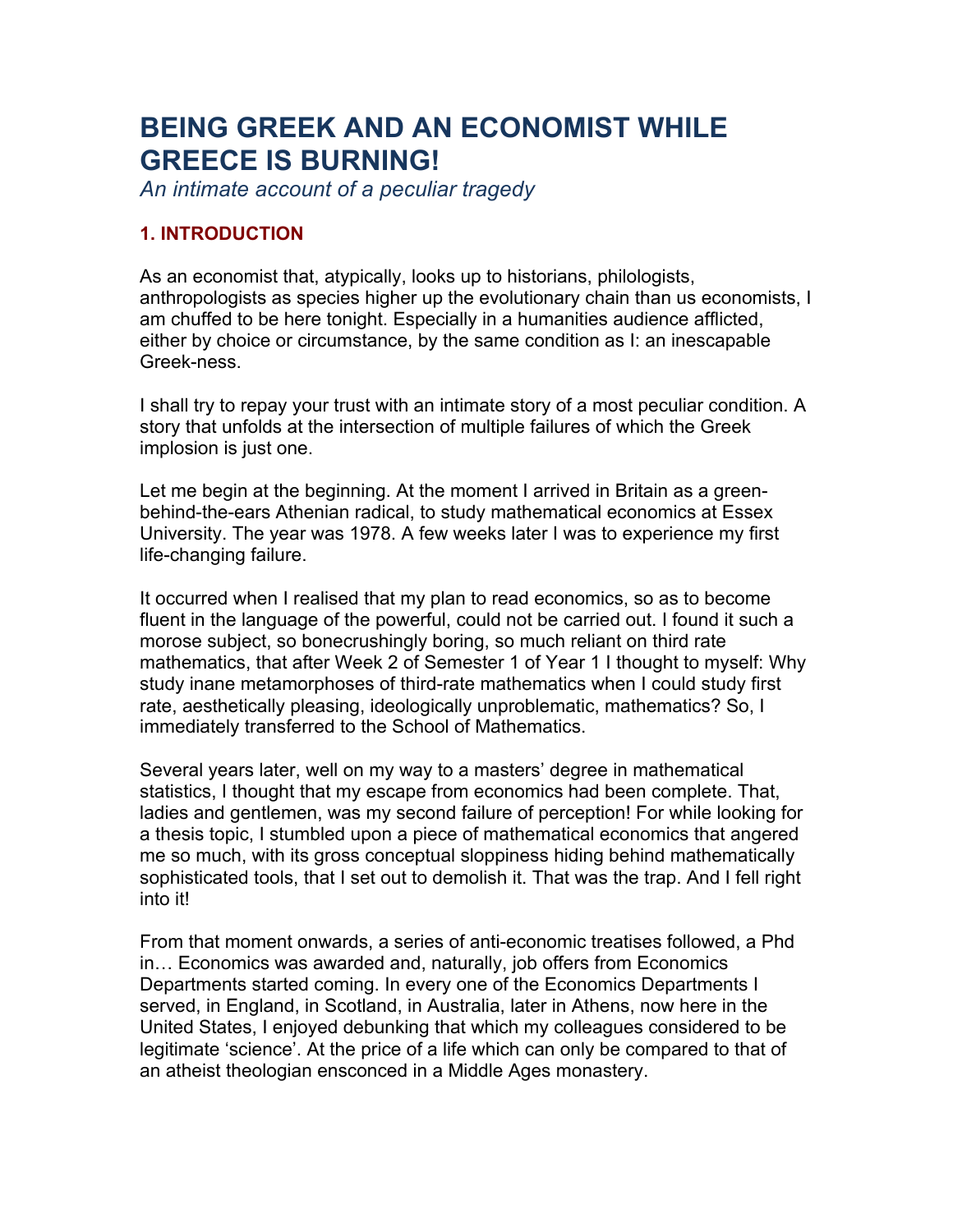# BEING GREEK AND AN ECONOMIST WHILE GREECE IS BURNING!

*An intimate account of a peculiar tragedy*

## 1. INTRODUCTION

As an economist that, atypically, looks up to historians, philologists, anthropologists as species higher up the evolutionary chain than us economists, I am chuffed to be here tonight. Especially in a humanities audience afflicted, either by choice or circumstance, by the same condition as I: an inescapable Greek-ness.

I shall try to repay your trust with an intimate story of a most peculiar condition. A story that unfolds at the intersection of multiple failures of which the Greek implosion is just one.

Let me begin at the beginning. At the moment I arrived in Britain as a green-behind-the-ears Athenian radical, to study mathematical economics at Essex University. The year was 1978. A few weeks later I was to experience my first life-changing failure.

It occurred when I realised that my plan to read economics, so as to become fluent in the language of the powerful, could not be carried out. I found it such a morose subject, so bonecrushingly boring, so much reliant on third rate mathematics, that after Week 2 of Semester 1 of Year 1 I thought to myself: Why study inane metamorphoses of third-rate mathematics when I could study first rate, aesthetically pleasing, ideologically unproblematic, mathematics? So, I immediately transferred to the School of Mathematics.

Several years later, well on my way to a masters' degree in mathematical statistics, I thought that my escape from economics had been complete. That, ladies and gentlemen, was my second failure of perception! For while looking for a thesis topic, I stumbled upon a piece of mathematical economics that angered me so much, with its gross conceptual sloppiness hiding behind mathematically sophisticated tools, that I set out to demolish it. That was the trap. And I fell right into it!

From that moment onwards, a series of anti-economic treatises followed, a Phd in… Economics was awarded and, naturally, job offers from Economics Departments started coming. In every one of the Economics Departments I served, in England, in Scotland, in Australia, later in Athens, now here in the United States, I enjoyed debunking that which my colleagues considered to be legitimate 'science'. At the price of a life which can only be compared to that of an atheist theologian ensconced in a Middle Ages monastery.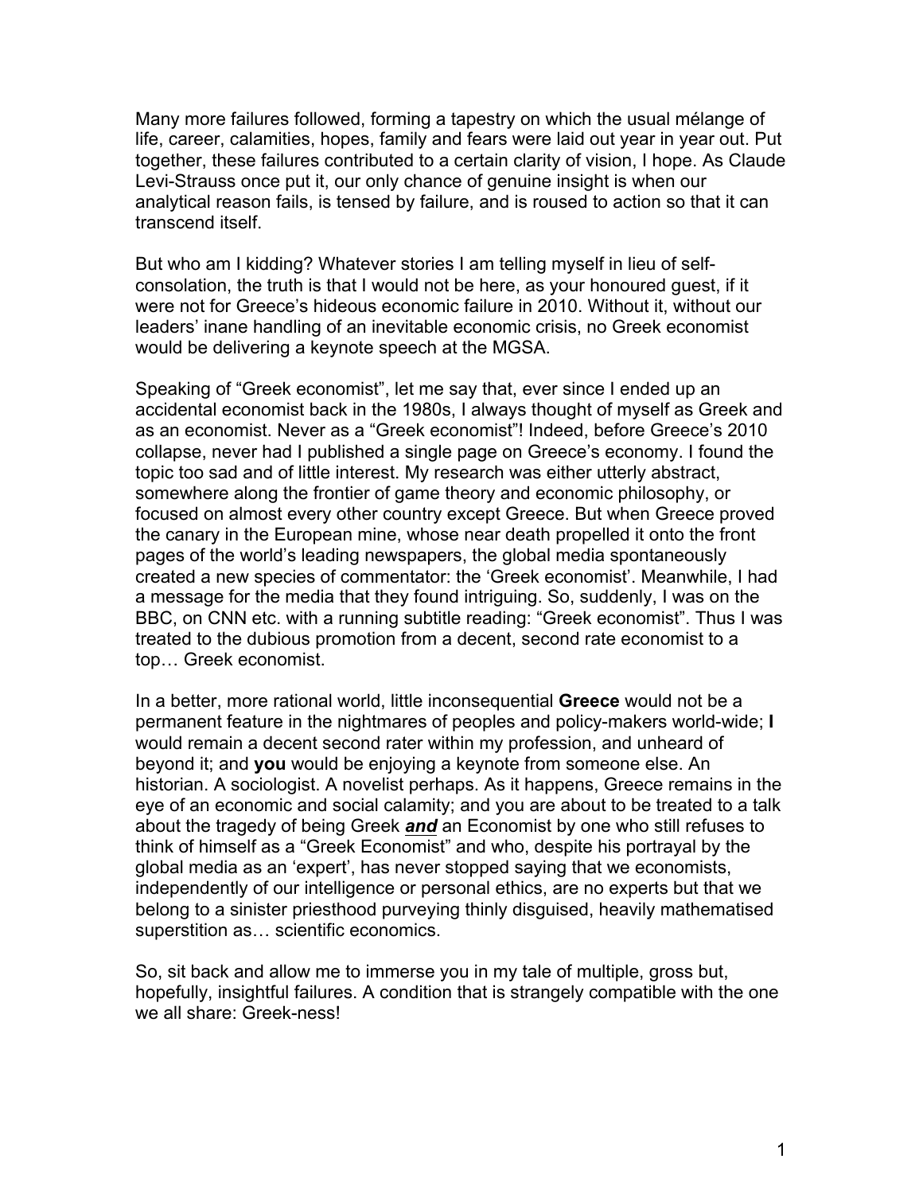Many more failures followed, forming a tapestry on which the usual mélange of life, career, calamities, hopes, family and fears were laid out year in year out. Put together, these failures contributed to a certain clarity of vision, I hope. As Claude Levi-Strauss once put it, our only chance of genuine insight is when our analytical reason fails, is tensed by failure, and is roused to action so that it can transcend itself.

But who am I kidding? Whatever stories I am telling myself in lieu of self-consolation, the truth is that I would not be here, as your honoured guest, if it were not for Greece's hideous economic failure in 2010. Without it, without our leaders' inane handling of an inevitable economic crisis, no Greek economist would be delivering a keynote speech at the MGSA.

Speaking of "Greek economist", let me say that, ever since I ended up an accidental economist back in the 1980s, I always thought of myself as Greek and as an economist. Never as a "Greek economist"! Indeed, before Greece's 2010 collapse, never had I published a single page on Greece's economy. I found the topic too sad and of little interest. My research was either utterly abstract, somewhere along the frontier of game theory and economic philosophy, or focused on almost every other country except Greece. But when Greece proved the canary in the European mine, whose near death propelled it onto the front pages of the world's leading newspapers, the global media spontaneously created a new species of commentator: the 'Greek economist'. Meanwhile, I had a message for the media that they found intriguing. So, suddenly, I was on the BBC, on CNN etc. with a running subtitle reading: "Greek economist". Thus I was treated to the dubious promotion from a decent, second rate economist to a top… Greek economist.

In a better, more rational world, little inconsequential **Greece** would not be a permanent feature in the nightmares of peoples and policy-makers world-wide; **I** would remain a decent second rater within my profession, and unheard of beyond it; and **you** would be enjoying a keynote from someone else. An historian. A sociologist. A novelist perhaps. As it happens, Greece remains in the eye of an economic and social calamity; and you are about to be treated to a talk about the tragedy of being Greek ***and*** an Economist by one who still refuses to think of himself as a "Greek Economist" and who, despite his portrayal by the global media as an 'expert', has never stopped saying that we economists, independently of our intelligence or personal ethics, are no experts but that we belong to a sinister priesthood purveying thinly disguised, heavily mathematised superstition as… scientific economics.

So, sit back and allow me to immerse you in my tale of multiple, gross but, hopefully, insightful failures. A condition that is strangely compatible with the one we all share: Greek-ness!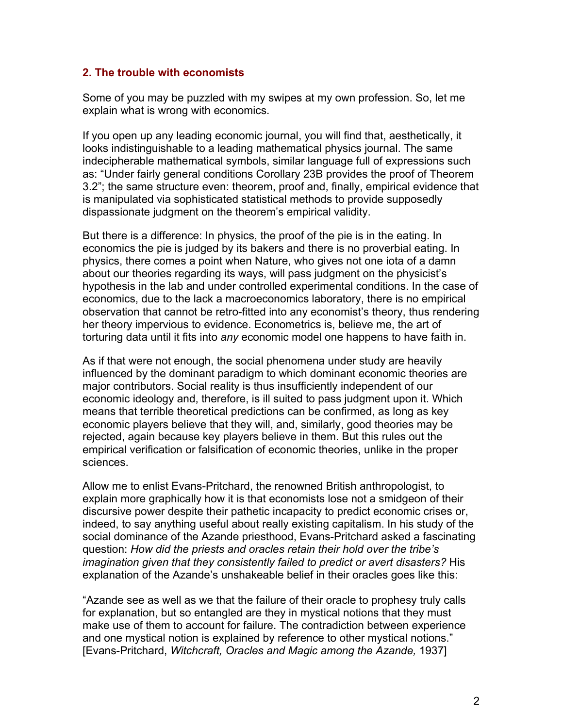## 2. The trouble with economists

Some of you may be puzzled with my swipes at my own profession. So, let me explain what is wrong with economics.

If you open up any leading economic journal, you will find that, aesthetically, it looks indistinguishable to a leading mathematical physics journal. The same indecipherable mathematical symbols, similar language full of expressions such as: "Under fairly general conditions Corollary 23B provides the proof of Theorem 3.2"; the same structure even: theorem, proof and, finally, empirical evidence that is manipulated via sophisticated statistical methods to provide supposedly dispassionate judgment on the theorem's empirical validity.

But there is a difference: In physics, the proof of the pie is in the eating. In economics the pie is judged by its bakers and there is no proverbial eating. In physics, there comes a point when Nature, who gives not one iota of a damn about our theories regarding its ways, will pass judgment on the physicist's hypothesis in the lab and under controlled experimental conditions. In the case of economics, due to the lack a macroeconomics laboratory, there is no empirical observation that cannot be retro-fitted into any economist's theory, thus rendering her theory impervious to evidence. Econometrics is, believe me, the art of torturing data until it fits into *any* economic model one happens to have faith in.

As if that were not enough, the social phenomena under study are heavily influenced by the dominant paradigm to which dominant economic theories are major contributors. Social reality is thus insufficiently independent of our economic ideology and, therefore, is ill suited to pass judgment upon it. Which means that terrible theoretical predictions can be confirmed, as long as key economic players believe that they will, and, similarly, good theories may be rejected, again because key players believe in them. But this rules out the empirical verification or falsification of economic theories, unlike in the proper sciences.

Allow me to enlist Evans-Pritchard, the renowned British anthropologist, to explain more graphically how it is that economists lose not a smidgeon of their discursive power despite their pathetic incapacity to predict economic crises or, indeed, to say anything useful about really existing capitalism. In his study of the social dominance of the Azande priesthood, Evans-Pritchard asked a fascinating question: *How did the priests and oracles retain their hold over the tribe's imagination given that they consistently failed to predict or avert disasters?* His explanation of the Azande's unshakeable belief in their oracles goes like this:

"Azande see as well as we that the failure of their oracle to prophesy truly calls for explanation, but so entangled are they in mystical notions that they must make use of them to account for failure. The contradiction between experience and one mystical notion is explained by reference to other mystical notions." [Evans-Pritchard, *Witchcraft, Oracles and Magic among the Azande,* 1937]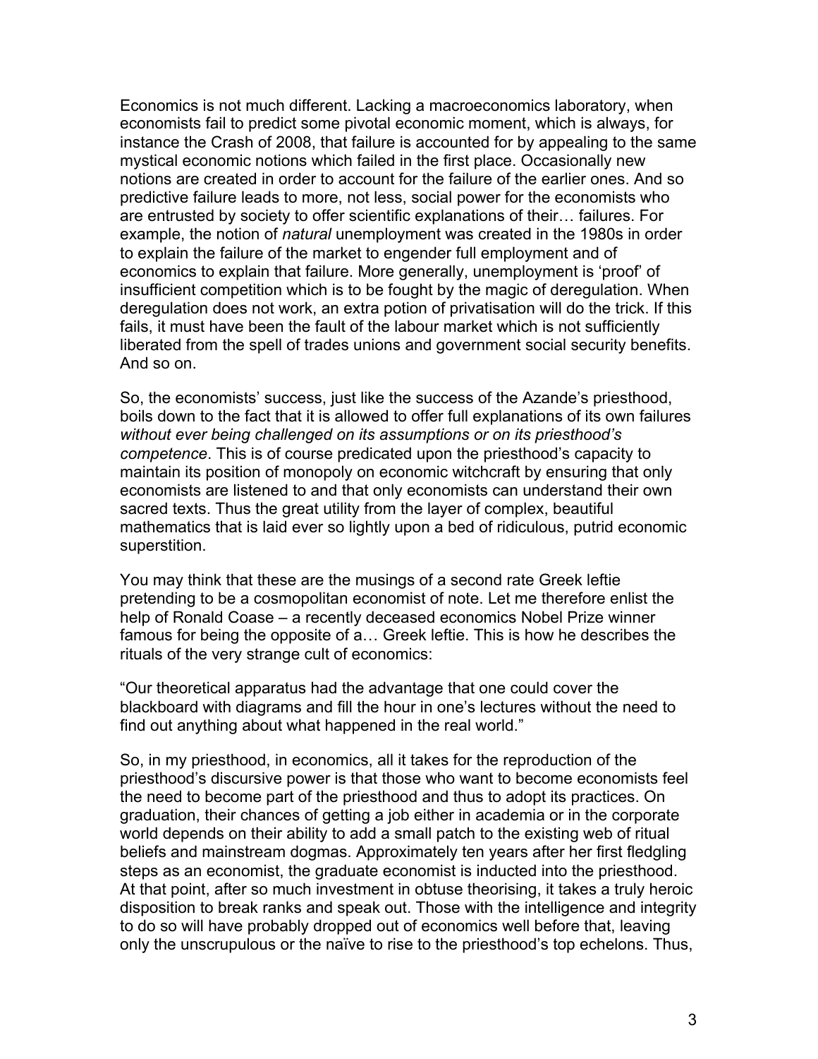Economics is not much different. Lacking a macroeconomics laboratory, when economists fail to predict some pivotal economic moment, which is always, for instance the Crash of 2008, that failure is accounted for by appealing to the same mystical economic notions which failed in the first place. Occasionally new notions are created in order to account for the failure of the earlier ones. And so predictive failure leads to more, not less, social power for the economists who are entrusted by society to offer scientific explanations of their… failures. For example, the notion of *natural* unemployment was created in the 1980s in order to explain the failure of the market to engender full employment and of economics to explain that failure. More generally, unemployment is 'proof' of insufficient competition which is to be fought by the magic of deregulation. When deregulation does not work, an extra potion of privatisation will do the trick. If this fails, it must have been the fault of the labour market which is not sufficiently liberated from the spell of trades unions and government social security benefits. And so on.

So, the economists' success, just like the success of the Azande's priesthood, boils down to the fact that it is allowed to offer full explanations of its own failures *without ever being challenged on its assumptions or on its priesthood's competence*. This is of course predicated upon the priesthood's capacity to maintain its position of monopoly on economic witchcraft by ensuring that only economists are listened to and that only economists can understand their own sacred texts. Thus the great utility from the layer of complex, beautiful mathematics that is laid ever so lightly upon a bed of ridiculous, putrid economic superstition.

You may think that these are the musings of a second rate Greek leftie pretending to be a cosmopolitan economist of note. Let me therefore enlist the help of Ronald Coase – a recently deceased economics Nobel Prize winner famous for being the opposite of a… Greek leftie. This is how he describes the rituals of the very strange cult of economics:

"Our theoretical apparatus had the advantage that one could cover the blackboard with diagrams and fill the hour in one's lectures without the need to find out anything about what happened in the real world."

So, in my priesthood, in economics, all it takes for the reproduction of the priesthood's discursive power is that those who want to become economists feel the need to become part of the priesthood and thus to adopt its practices. On graduation, their chances of getting a job either in academia or in the corporate world depends on their ability to add a small patch to the existing web of ritual beliefs and mainstream dogmas. Approximately ten years after her first fledgling steps as an economist, the graduate economist is inducted into the priesthood. At that point, after so much investment in obtuse theorising, it takes a truly heroic disposition to break ranks and speak out. Those with the intelligence and integrity to do so will have probably dropped out of economics well before that, leaving only the unscrupulous or the naïve to rise to the priesthood's top echelons. Thus,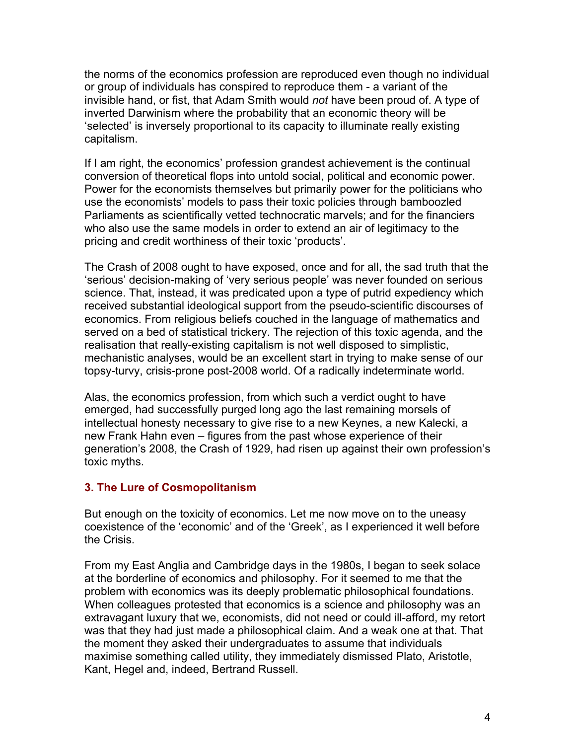the norms of the economics profession are reproduced even though no individual or group of individuals has conspired to reproduce them - a variant of the invisible hand, or fist, that Adam Smith would *not* have been proud of. A type of inverted Darwinism where the probability that an economic theory will be 'selected' is inversely proportional to its capacity to illuminate really existing capitalism.

If I am right, the economics' profession grandest achievement is the continual conversion of theoretical flops into untold social, political and economic power. Power for the economists themselves but primarily power for the politicians who use the economists' models to pass their toxic policies through bamboozled Parliaments as scientifically vetted technocratic marvels; and for the financiers who also use the same models in order to extend an air of legitimacy to the pricing and credit worthiness of their toxic 'products'.

The Crash of 2008 ought to have exposed, once and for all, the sad truth that the 'serious' decision-making of 'very serious people' was never founded on serious science. That, instead, it was predicated upon a type of putrid expediency which received substantial ideological support from the pseudo-scientific discourses of economics. From religious beliefs couched in the language of mathematics and served on a bed of statistical trickery. The rejection of this toxic agenda, and the realisation that really-existing capitalism is not well disposed to simplistic, mechanistic analyses, would be an excellent start in trying to make sense of our topsy-turvy, crisis-prone post-2008 world. Of a radically indeterminate world.

Alas, the economics profession, from which such a verdict ought to have emerged, had successfully purged long ago the last remaining morsels of intellectual honesty necessary to give rise to a new Keynes, a new Kalecki, a new Frank Hahn even – figures from the past whose experience of their generation's 2008, the Crash of 1929, had risen up against their own profession's toxic myths.

## 3. The Lure of Cosmopolitanism

But enough on the toxicity of economics. Let me now move on to the uneasy coexistence of the 'economic' and of the 'Greek', as I experienced it well before the Crisis.

From my East Anglia and Cambridge days in the 1980s, I began to seek solace at the borderline of economics and philosophy. For it seemed to me that the problem with economics was its deeply problematic philosophical foundations. When colleagues protested that economics is a science and philosophy was an extravagant luxury that we, economists, did not need or could ill-afford, my retort was that they had just made a philosophical claim. And a weak one at that. That the moment they asked their undergraduates to assume that individuals maximise something called utility, they immediately dismissed Plato, Aristotle, Kant, Hegel and, indeed, Bertrand Russell.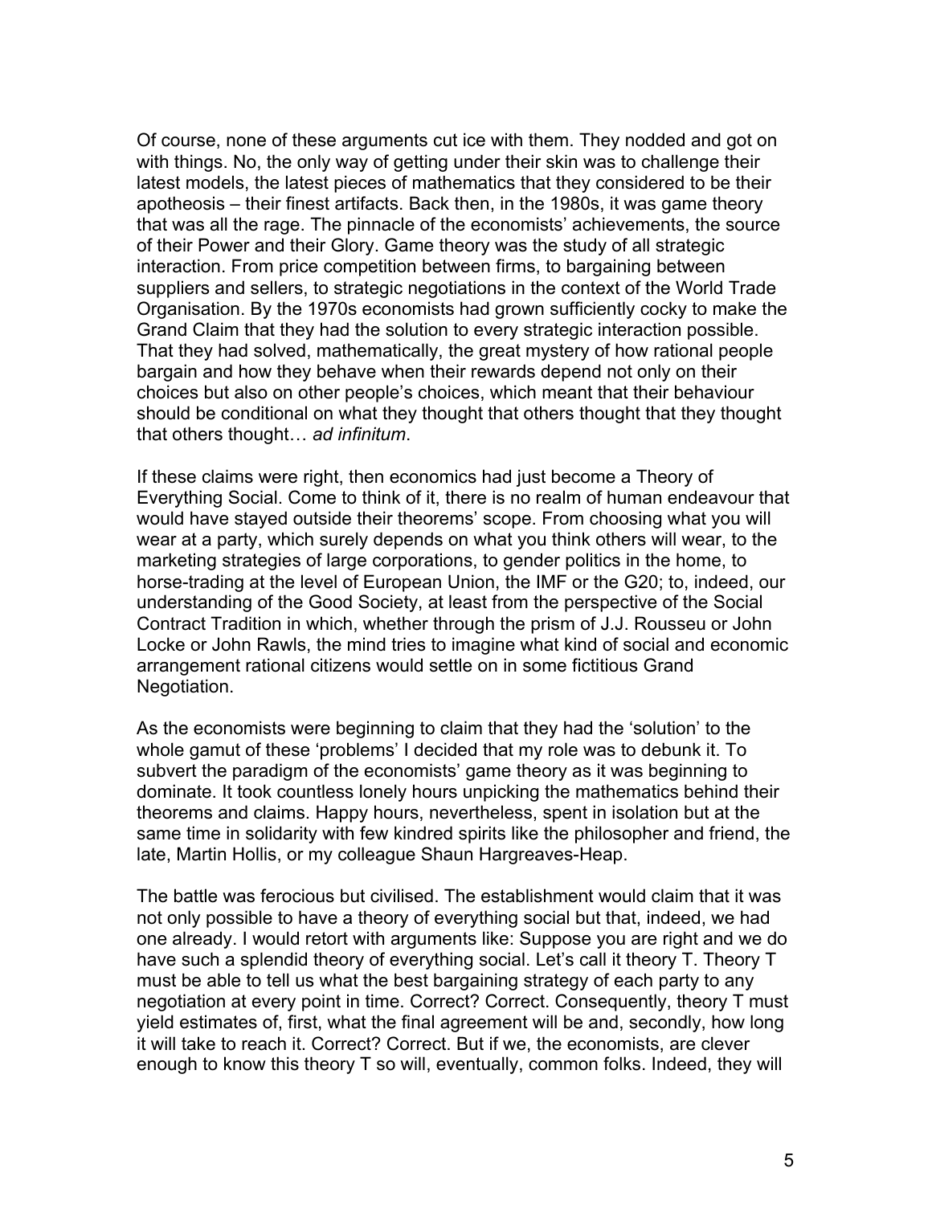Of course, none of these arguments cut ice with them. They nodded and got on with things. No, the only way of getting under their skin was to challenge their latest models, the latest pieces of mathematics that they considered to be their apotheosis – their finest artifacts. Back then, in the 1980s, it was game theory that was all the rage. The pinnacle of the economists' achievements, the source of their Power and their Glory. Game theory was the study of all strategic interaction. From price competition between firms, to bargaining between suppliers and sellers, to strategic negotiations in the context of the World Trade Organisation. By the 1970s economists had grown sufficiently cocky to make the Grand Claim that they had the solution to every strategic interaction possible. That they had solved, mathematically, the great mystery of how rational people bargain and how they behave when their rewards depend not only on their choices but also on other people's choices, which meant that their behaviour should be conditional on what they thought that others thought that they thought that others thought… *ad infinitum*.

If these claims were right, then economics had just become a Theory of Everything Social. Come to think of it, there is no realm of human endeavour that would have stayed outside their theorems' scope. From choosing what you will wear at a party, which surely depends on what you think others will wear, to the marketing strategies of large corporations, to gender politics in the home, to horse-trading at the level of European Union, the IMF or the G20; to, indeed, our understanding of the Good Society, at least from the perspective of the Social Contract Tradition in which, whether through the prism of J.J. Rousseu or John Locke or John Rawls, the mind tries to imagine what kind of social and economic arrangement rational citizens would settle on in some fictitious Grand Negotiation.

As the economists were beginning to claim that they had the 'solution' to the whole gamut of these 'problems' I decided that my role was to debunk it. To subvert the paradigm of the economists' game theory as it was beginning to dominate. It took countless lonely hours unpicking the mathematics behind their theorems and claims. Happy hours, nevertheless, spent in isolation but at the same time in solidarity with few kindred spirits like the philosopher and friend, the late, Martin Hollis, or my colleague Shaun Hargreaves-Heap.

The battle was ferocious but civilised. The establishment would claim that it was not only possible to have a theory of everything social but that, indeed, we had one already. I would retort with arguments like: Suppose you are right and we do have such a splendid theory of everything social. Let's call it theory T. Theory T must be able to tell us what the best bargaining strategy of each party to any negotiation at every point in time. Correct? Correct. Consequently, theory T must yield estimates of, first, what the final agreement will be and, secondly, how long it will take to reach it. Correct? Correct. But if we, the economists, are clever enough to know this theory T so will, eventually, common folks. Indeed, they will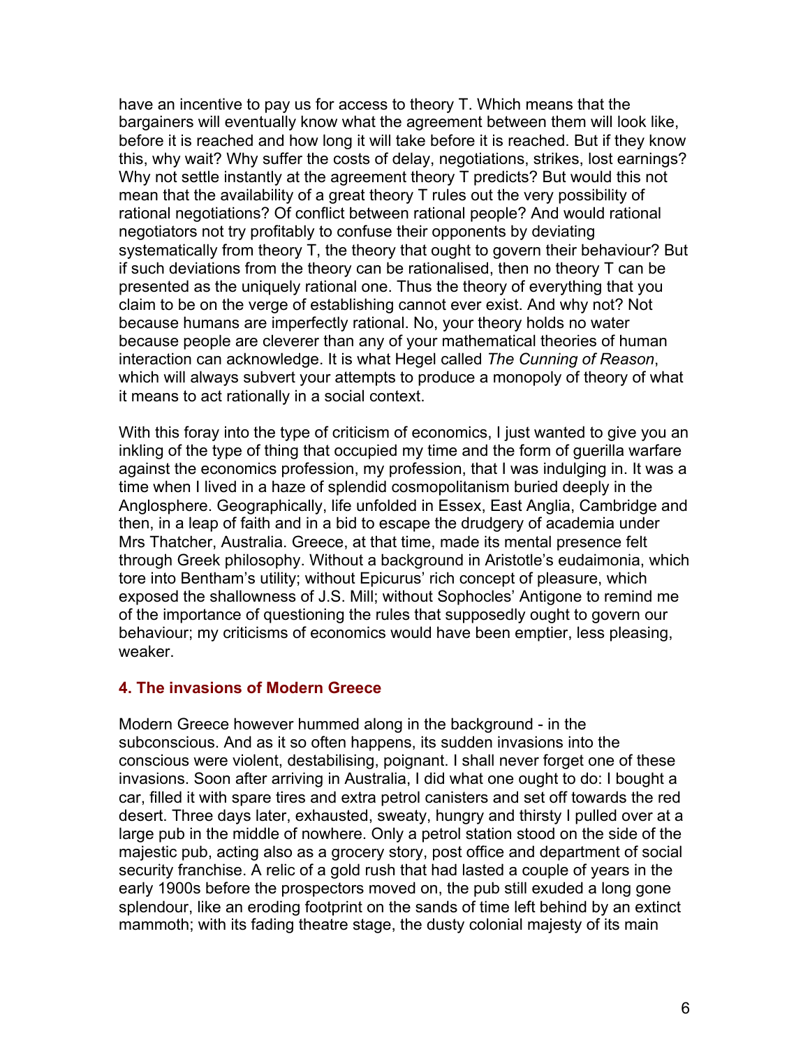have an incentive to pay us for access to theory T. Which means that the bargainers will eventually know what the agreement between them will look like, before it is reached and how long it will take before it is reached. But if they know this, why wait? Why suffer the costs of delay, negotiations, strikes, lost earnings? Why not settle instantly at the agreement theory T predicts? But would this not mean that the availability of a great theory T rules out the very possibility of rational negotiations? Of conflict between rational people? And would rational negotiators not try profitably to confuse their opponents by deviating systematically from theory T, the theory that ought to govern their behaviour? But if such deviations from the theory can be rationalised, then no theory T can be presented as the uniquely rational one. Thus the theory of everything that you claim to be on the verge of establishing cannot ever exist. And why not? Not because humans are imperfectly rational. No, your theory holds no water because people are cleverer than any of your mathematical theories of human interaction can acknowledge. It is what Hegel called *The Cunning of Reason*, which will always subvert your attempts to produce a monopoly of theory of what it means to act rationally in a social context.

With this foray into the type of criticism of economics, I just wanted to give you an inkling of the type of thing that occupied my time and the form of guerilla warfare against the economics profession, my profession, that I was indulging in. It was a time when I lived in a haze of splendid cosmopolitanism buried deeply in the Anglosphere. Geographically, life unfolded in Essex, East Anglia, Cambridge and then, in a leap of faith and in a bid to escape the drudgery of academia under Mrs Thatcher, Australia. Greece, at that time, made its mental presence felt through Greek philosophy. Without a background in Aristotle's eudaimonia, which tore into Bentham's utility; without Epicurus' rich concept of pleasure, which exposed the shallowness of J.S. Mill; without Sophocles' Antigone to remind me of the importance of questioning the rules that supposedly ought to govern our behaviour; my criticisms of economics would have been emptier, less pleasing, weaker.

## 4. The invasions of Modern Greece

Modern Greece however hummed along in the background - in the subconscious. And as it so often happens, its sudden invasions into the conscious were violent, destabilising, poignant. I shall never forget one of these invasions. Soon after arriving in Australia, I did what one ought to do: I bought a car, filled it with spare tires and extra petrol canisters and set off towards the red desert. Three days later, exhausted, sweaty, hungry and thirsty I pulled over at a large pub in the middle of nowhere. Only a petrol station stood on the side of the majestic pub, acting also as a grocery story, post office and department of social security franchise. A relic of a gold rush that had lasted a couple of years in the early 1900s before the prospectors moved on, the pub still exuded a long gone splendour, like an eroding footprint on the sands of time left behind by an extinct mammoth; with its fading theatre stage, the dusty colonial majesty of its main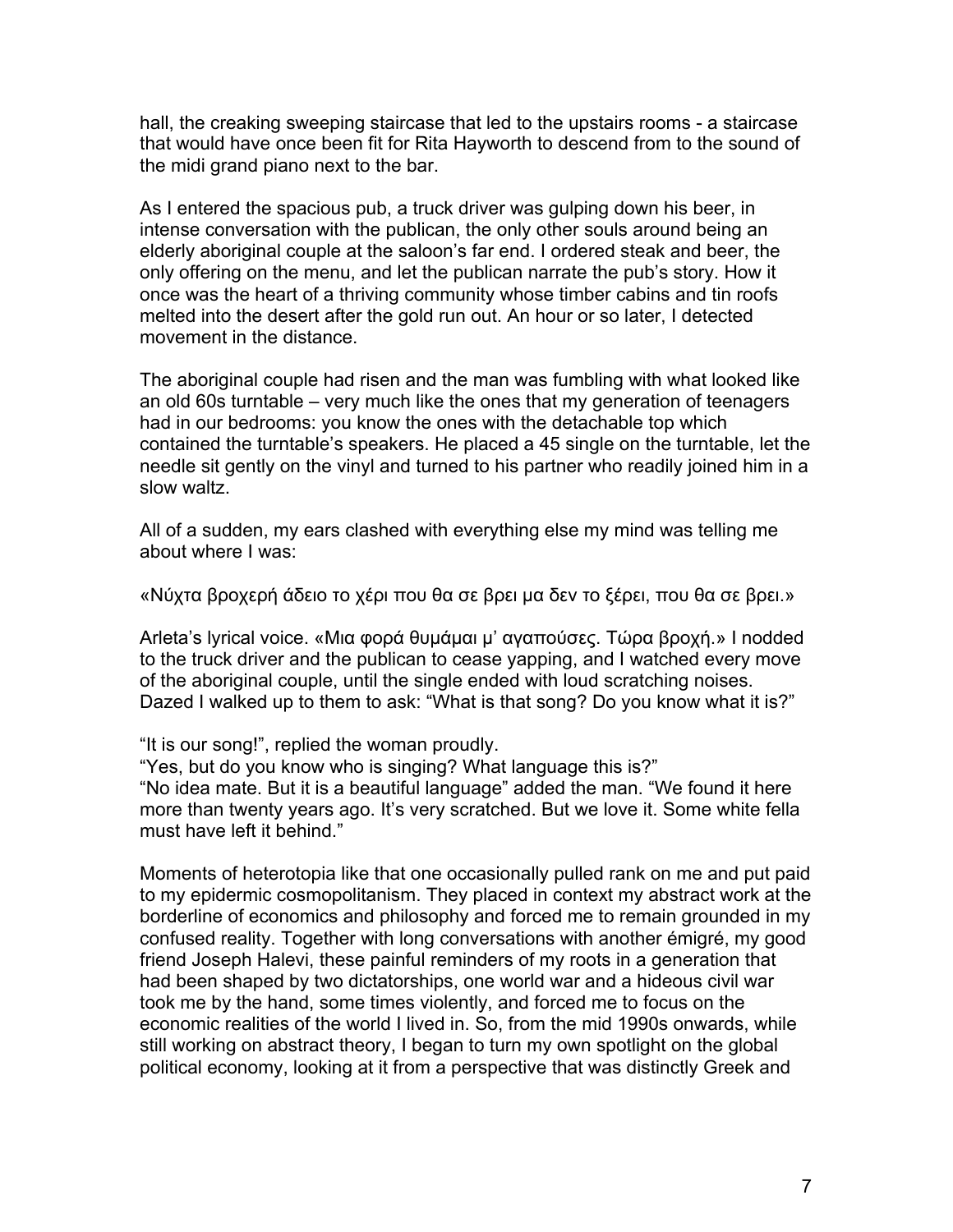hall, the creaking sweeping staircase that led to the upstairs rooms - a staircase that would have once been fit for Rita Hayworth to descend from to the sound of the midi grand piano next to the bar.

As I entered the spacious pub, a truck driver was gulping down his beer, in intense conversation with the publican, the only other souls around being an elderly aboriginal couple at the saloon's far end. I ordered steak and beer, the only offering on the menu, and let the publican narrate the pub's story. How it once was the heart of a thriving community whose timber cabins and tin roofs melted into the desert after the gold run out. An hour or so later, I detected movement in the distance.

The aboriginal couple had risen and the man was fumbling with what looked like an old 60s turntable – very much like the ones that my generation of teenagers had in our bedrooms: you know the ones with the detachable top which contained the turntable's speakers. He placed a 45 single on the turntable, let the needle sit gently on the vinyl and turned to his partner who readily joined him in a slow waltz.

All of a sudden, my ears clashed with everything else my mind was telling me about where I was:

«Νύχτα βροχερή άδειο το χέρι που θα σε βρει μα δεν το ξέρει, που θα σε βρει.»

Arleta's lyrical voice. «Μια φορά θυμάμαι μ' αγαπούσες. Τώρα βροχή.» I nodded to the truck driver and the publican to cease yapping, and I watched every move of the aboriginal couple, until the single ended with loud scratching noises. Dazed I walked up to them to ask: "What is that song? Do you know what it is?"

"It is our song!", replied the woman proudly.
"Yes, but do you know who is singing? What language this is?"
"No idea mate. But it is a beautiful language" added the man. "We found it here more than twenty years ago. It's very scratched. But we love it. Some white fella must have left it behind."

Moments of heterotopia like that one occasionally pulled rank on me and put paid to my epidermic cosmopolitanism. They placed in context my abstract work at the borderline of economics and philosophy and forced me to remain grounded in my confused reality. Together with long conversations with another émigré, my good friend Joseph Halevi, these painful reminders of my roots in a generation that had been shaped by two dictatorships, one world war and a hideous civil war took me by the hand, some times violently, and forced me to focus on the economic realities of the world I lived in. So, from the mid 1990s onwards, while still working on abstract theory, I began to turn my own spotlight on the global political economy, looking at it from a perspective that was distinctly Greek and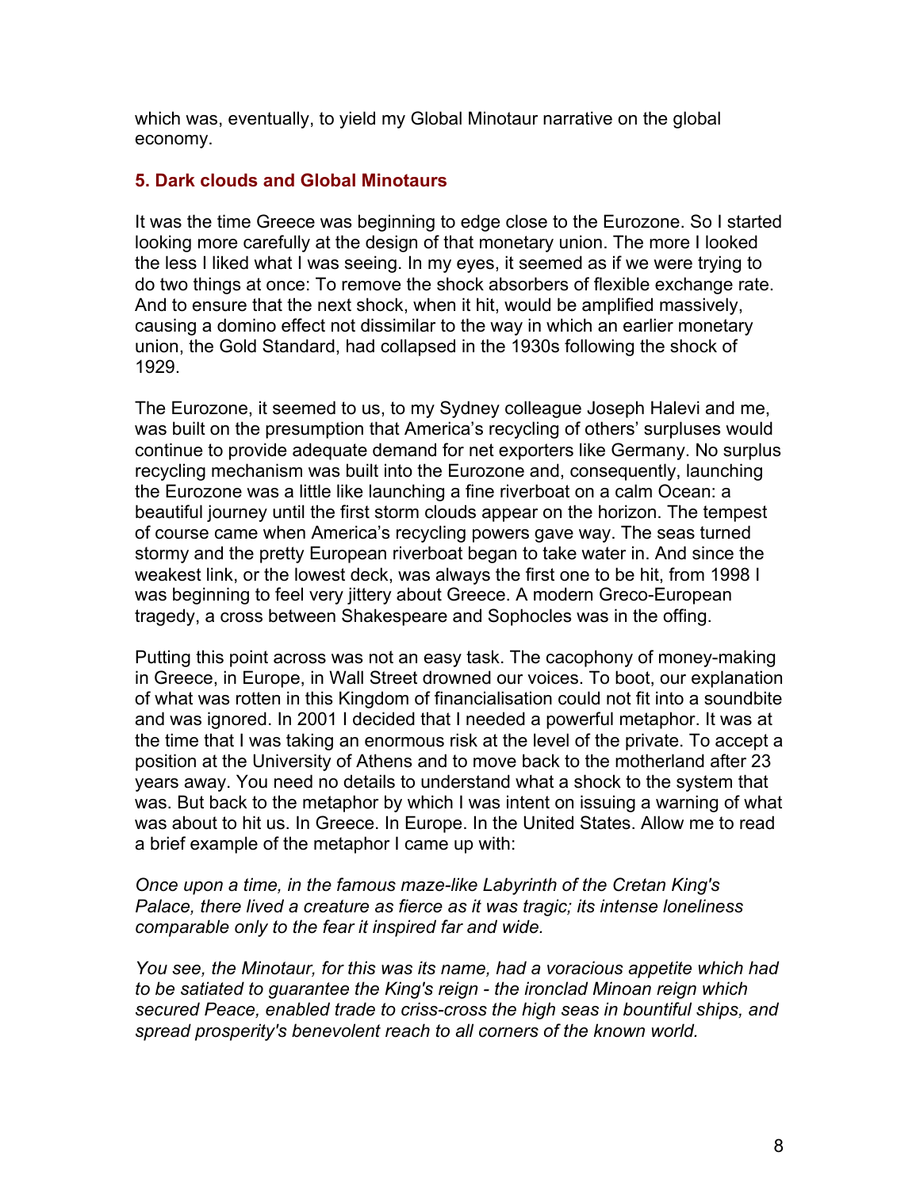which was, eventually, to yield my Global Minotaur narrative on the global economy.

## 5. Dark clouds and Global Minotaurs

It was the time Greece was beginning to edge close to the Eurozone. So I started looking more carefully at the design of that monetary union. The more I looked the less I liked what I was seeing. In my eyes, it seemed as if we were trying to do two things at once: To remove the shock absorbers of flexible exchange rate. And to ensure that the next shock, when it hit, would be amplified massively, causing a domino effect not dissimilar to the way in which an earlier monetary union, the Gold Standard, had collapsed in the 1930s following the shock of 1929.

The Eurozone, it seemed to us, to my Sydney colleague Joseph Halevi and me, was built on the presumption that America's recycling of others' surpluses would continue to provide adequate demand for net exporters like Germany. No surplus recycling mechanism was built into the Eurozone and, consequently, launching the Eurozone was a little like launching a fine riverboat on a calm Ocean: a beautiful journey until the first storm clouds appear on the horizon. The tempest of course came when America's recycling powers gave way. The seas turned stormy and the pretty European riverboat began to take water in. And since the weakest link, or the lowest deck, was always the first one to be hit, from 1998 I was beginning to feel very jittery about Greece. A modern Greco-European tragedy, a cross between Shakespeare and Sophocles was in the offing.

Putting this point across was not an easy task. The cacophony of money-making in Greece, in Europe, in Wall Street drowned our voices. To boot, our explanation of what was rotten in this Kingdom of financialisation could not fit into a soundbite and was ignored. In 2001 I decided that I needed a powerful metaphor. It was at the time that I was taking an enormous risk at the level of the private. To accept a position at the University of Athens and to move back to the motherland after 23 years away. You need no details to understand what a shock to the system that was. But back to the metaphor by which I was intent on issuing a warning of what was about to hit us. In Greece. In Europe. In the United States. Allow me to read a brief example of the metaphor I came up with:

*Once upon a time, in the famous maze-like Labyrinth of the Cretan King's Palace, there lived a creature as fierce as it was tragic; its intense loneliness comparable only to the fear it inspired far and wide.*

*You see, the Minotaur, for this was its name, had a voracious appetite which had to be satiated to guarantee the King's reign - the ironclad Minoan reign which secured Peace, enabled trade to criss-cross the high seas in bountiful ships, and spread prosperity's benevolent reach to all corners of the known world.*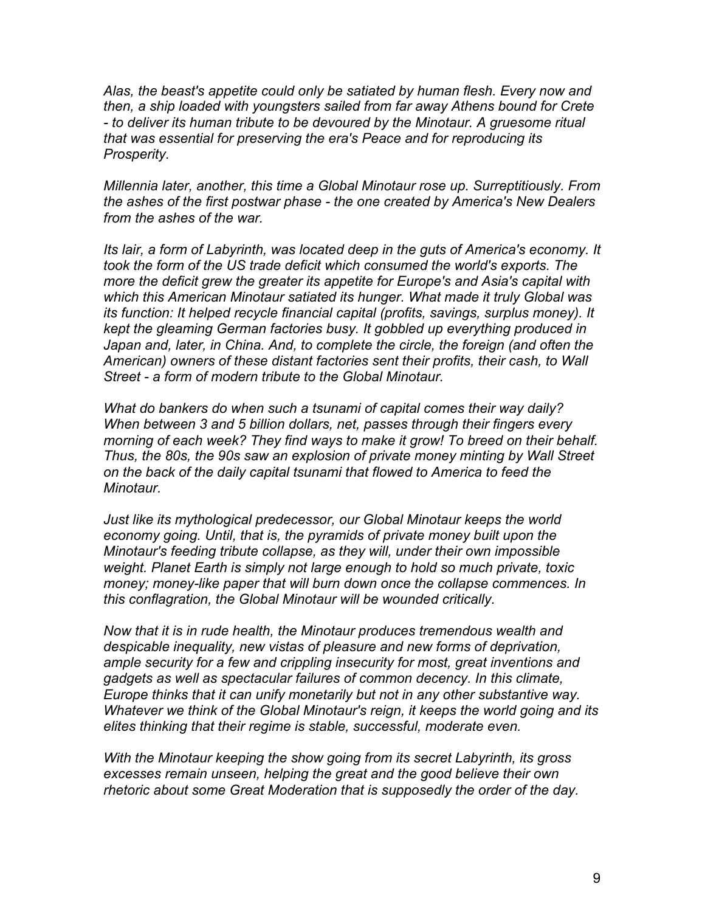*Alas, the beast's appetite could only be satiated by human flesh. Every now and then, a ship loaded with youngsters sailed from far away Athens bound for Crete - to deliver its human tribute to be devoured by the Minotaur. A gruesome ritual that was essential for preserving the era's Peace and for reproducing its Prosperity.*

*Millennia later, another, this time a Global Minotaur rose up. Surreptitiously. From the ashes of the first postwar phase - the one created by America's New Dealers from the ashes of the war.*

*Its lair, a form of Labyrinth, was located deep in the guts of America's economy. It took the form of the US trade deficit which consumed the world's exports. The more the deficit grew the greater its appetite for Europe's and Asia's capital with which this American Minotaur satiated its hunger. What made it truly Global was its function: It helped recycle financial capital (profits, savings, surplus money). It kept the gleaming German factories busy. It gobbled up everything produced in Japan and, later, in China. And, to complete the circle, the foreign (and often the American) owners of these distant factories sent their profits, their cash, to Wall Street - a form of modern tribute to the Global Minotaur.*

*What do bankers do when such a tsunami of capital comes their way daily? When between 3 and 5 billion dollars, net, passes through their fingers every morning of each week? They find ways to make it grow! To breed on their behalf. Thus, the 80s, the 90s saw an explosion of private money minting by Wall Street on the back of the daily capital tsunami that flowed to America to feed the Minotaur.*

*Just like its mythological predecessor, our Global Minotaur keeps the world economy going. Until, that is, the pyramids of private money built upon the Minotaur's feeding tribute collapse, as they will, under their own impossible weight. Planet Earth is simply not large enough to hold so much private, toxic money; money-like paper that will burn down once the collapse commences. In this conflagration, the Global Minotaur will be wounded critically.*

*Now that it is in rude health, the Minotaur produces tremendous wealth and despicable inequality, new vistas of pleasure and new forms of deprivation, ample security for a few and crippling insecurity for most, great inventions and gadgets as well as spectacular failures of common decency. In this climate, Europe thinks that it can unify monetarily but not in any other substantive way. Whatever we think of the Global Minotaur's reign, it keeps the world going and its elites thinking that their regime is stable, successful, moderate even.*

*With the Minotaur keeping the show going from its secret Labyrinth, its gross excesses remain unseen, helping the great and the good believe their own rhetoric about some Great Moderation that is supposedly the order of the day.*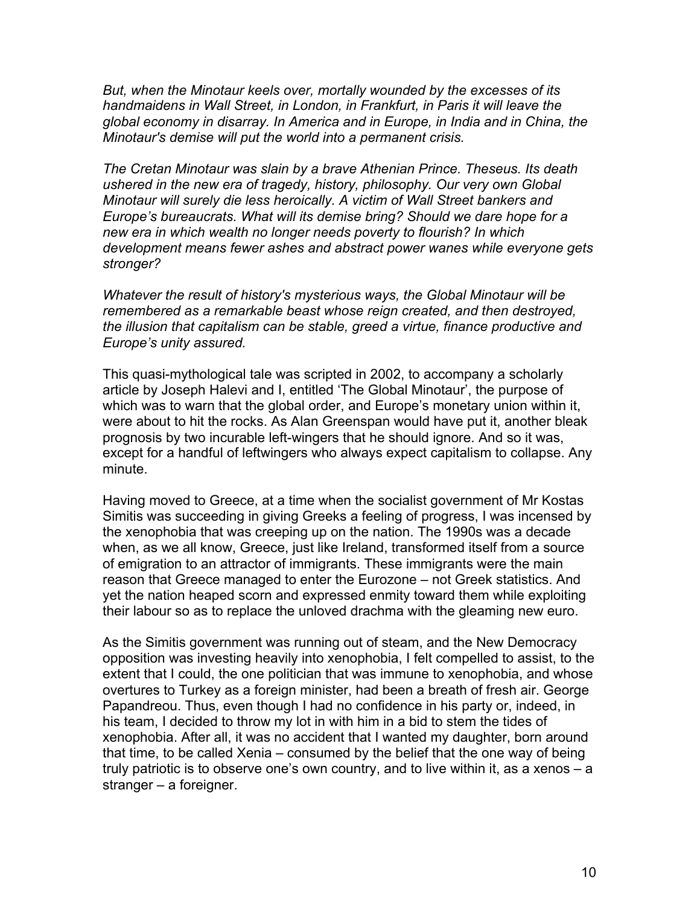*But, when the Minotaur keels over, mortally wounded by the excesses of its handmaidens in Wall Street, in London, in Frankfurt, in Paris it will leave the global economy in disarray. In America and in Europe, in India and in China, the Minotaur's demise will put the world into a permanent crisis.*

*The Cretan Minotaur was slain by a brave Athenian Prince. Theseus. Its death ushered in the new era of tragedy, history, philosophy. Our very own Global Minotaur will surely die less heroically. A victim of Wall Street bankers and Europe's bureaucrats. What will its demise bring? Should we dare hope for a new era in which wealth no longer needs poverty to flourish? In which development means fewer ashes and abstract power wanes while everyone gets stronger?*

*Whatever the result of history's mysterious ways, the Global Minotaur will be remembered as a remarkable beast whose reign created, and then destroyed, the illusion that capitalism can be stable, greed a virtue, finance productive and Europe's unity assured.*

This quasi-mythological tale was scripted in 2002, to accompany a scholarly article by Joseph Halevi and I, entitled 'The Global Minotaur', the purpose of which was to warn that the global order, and Europe's monetary union within it, were about to hit the rocks. As Alan Greenspan would have put it, another bleak prognosis by two incurable left-wingers that he should ignore. And so it was, except for a handful of leftwingers who always expect capitalism to collapse. Any minute.

Having moved to Greece, at a time when the socialist government of Mr Kostas Simitis was succeeding in giving Greeks a feeling of progress, I was incensed by the xenophobia that was creeping up on the nation. The 1990s was a decade when, as we all know, Greece, just like Ireland, transformed itself from a source of emigration to an attractor of immigrants. These immigrants were the main reason that Greece managed to enter the Eurozone – not Greek statistics. And yet the nation heaped scorn and expressed enmity toward them while exploiting their labour so as to replace the unloved drachma with the gleaming new euro.

As the Simitis government was running out of steam, and the New Democracy opposition was investing heavily into xenophobia, I felt compelled to assist, to the extent that I could, the one politician that was immune to xenophobia, and whose overtures to Turkey as a foreign minister, had been a breath of fresh air. George Papandreou. Thus, even though I had no confidence in his party or, indeed, in his team, I decided to throw my lot in with him in a bid to stem the tides of xenophobia. After all, it was no accident that I wanted my daughter, born around that time, to be called Xenia – consumed by the belief that the one way of being truly patriotic is to observe one's own country, and to live within it, as a xenos – a stranger – a foreigner.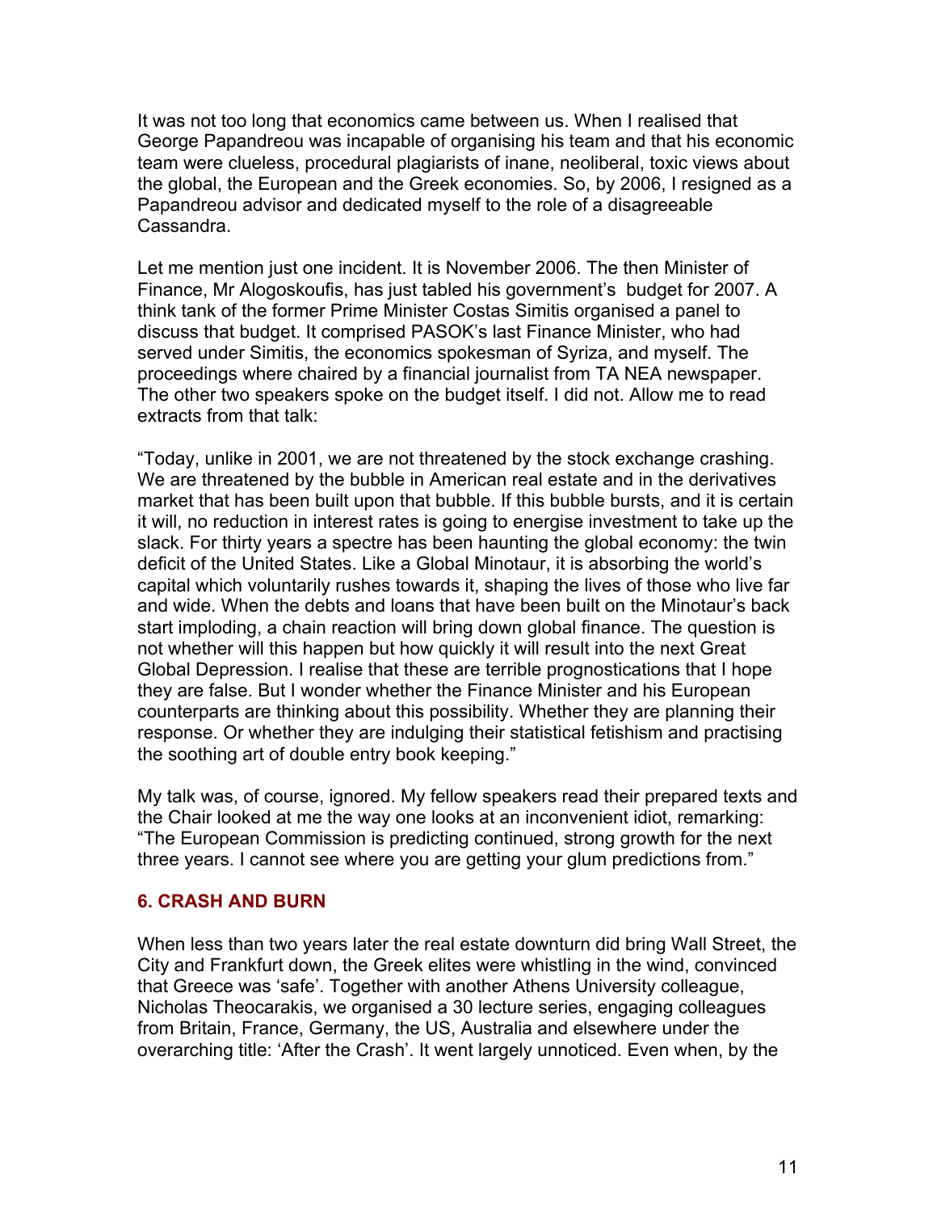It was not too long that economics came between us. When I realised that George Papandreou was incapable of organising his team and that his economic team were clueless, procedural plagiarists of inane, neoliberal, toxic views about the global, the European and the Greek economies. So, by 2006, I resigned as a Papandreou advisor and dedicated myself to the role of a disagreeable Cassandra.

Let me mention just one incident. It is November 2006. The then Minister of Finance, Mr Alogoskoufis, has just tabled his government's budget for 2007. A think tank of the former Prime Minister Costas Simitis organised a panel to discuss that budget. It comprised PASOK's last Finance Minister, who had served under Simitis, the economics spokesman of Syriza, and myself. The proceedings where chaired by a financial journalist from TA NEA newspaper. The other two speakers spoke on the budget itself. I did not. Allow me to read extracts from that talk:

"Today, unlike in 2001, we are not threatened by the stock exchange crashing. We are threatened by the bubble in American real estate and in the derivatives market that has been built upon that bubble. If this bubble bursts, and it is certain it will, no reduction in interest rates is going to energise investment to take up the slack. For thirty years a spectre has been haunting the global economy: the twin deficit of the United States. Like a Global Minotaur, it is absorbing the world's capital which voluntarily rushes towards it, shaping the lives of those who live far and wide. When the debts and loans that have been built on the Minotaur's back start imploding, a chain reaction will bring down global finance. The question is not whether will this happen but how quickly it will result into the next Great Global Depression. I realise that these are terrible prognostications that I hope they are false. But I wonder whether the Finance Minister and his European counterparts are thinking about this possibility. Whether they are planning their response. Or whether they are indulging their statistical fetishism and practising the soothing art of double entry book keeping."

My talk was, of course, ignored. My fellow speakers read their prepared texts and the Chair looked at me the way one looks at an inconvenient idiot, remarking: "The European Commission is predicting continued, strong growth for the next three years. I cannot see where you are getting your glum predictions from."

## 6. CRASH AND BURN

When less than two years later the real estate downturn did bring Wall Street, the City and Frankfurt down, the Greek elites were whistling in the wind, convinced that Greece was 'safe'. Together with another Athens University colleague, Nicholas Theocarakis, we organised a 30 lecture series, engaging colleagues from Britain, France, Germany, the US, Australia and elsewhere under the overarching title: 'After the Crash'. It went largely unnoticed. Even when, by the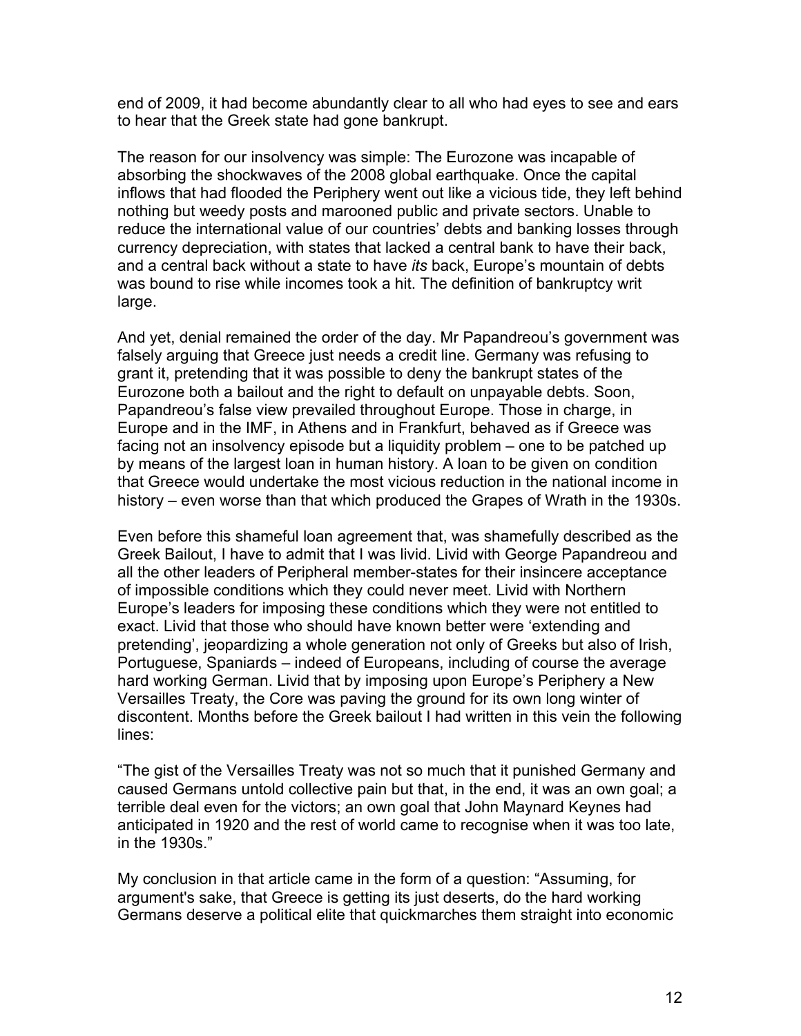end of 2009, it had become abundantly clear to all who had eyes to see and ears to hear that the Greek state had gone bankrupt.

The reason for our insolvency was simple: The Eurozone was incapable of absorbing the shockwaves of the 2008 global earthquake. Once the capital inflows that had flooded the Periphery went out like a vicious tide, they left behind nothing but weedy posts and marooned public and private sectors. Unable to reduce the international value of our countries' debts and banking losses through currency depreciation, with states that lacked a central bank to have their back, and a central back without a state to have *its* back, Europe's mountain of debts was bound to rise while incomes took a hit. The definition of bankruptcy writ large.

And yet, denial remained the order of the day. Mr Papandreou's government was falsely arguing that Greece just needs a credit line. Germany was refusing to grant it, pretending that it was possible to deny the bankrupt states of the Eurozone both a bailout and the right to default on unpayable debts. Soon, Papandreou's false view prevailed throughout Europe. Those in charge, in Europe and in the IMF, in Athens and in Frankfurt, behaved as if Greece was facing not an insolvency episode but a liquidity problem – one to be patched up by means of the largest loan in human history. A loan to be given on condition that Greece would undertake the most vicious reduction in the national income in history – even worse than that which produced the Grapes of Wrath in the 1930s.

Even before this shameful loan agreement that, was shamefully described as the Greek Bailout, I have to admit that I was livid. Livid with George Papandreou and all the other leaders of Peripheral member-states for their insincere acceptance of impossible conditions which they could never meet. Livid with Northern Europe's leaders for imposing these conditions which they were not entitled to exact. Livid that those who should have known better were 'extending and pretending', jeopardizing a whole generation not only of Greeks but also of Irish, Portuguese, Spaniards – indeed of Europeans, including of course the average hard working German. Livid that by imposing upon Europe's Periphery a New Versailles Treaty, the Core was paving the ground for its own long winter of discontent. Months before the Greek bailout I had written in this vein the following lines:

"The gist of the Versailles Treaty was not so much that it punished Germany and caused Germans untold collective pain but that, in the end, it was an own goal; a terrible deal even for the victors; an own goal that John Maynard Keynes had anticipated in 1920 and the rest of world came to recognise when it was too late, in the 1930s."

My conclusion in that article came in the form of a question: "Assuming, for argument's sake, that Greece is getting its just deserts, do the hard working Germans deserve a political elite that quickmarches them straight into economic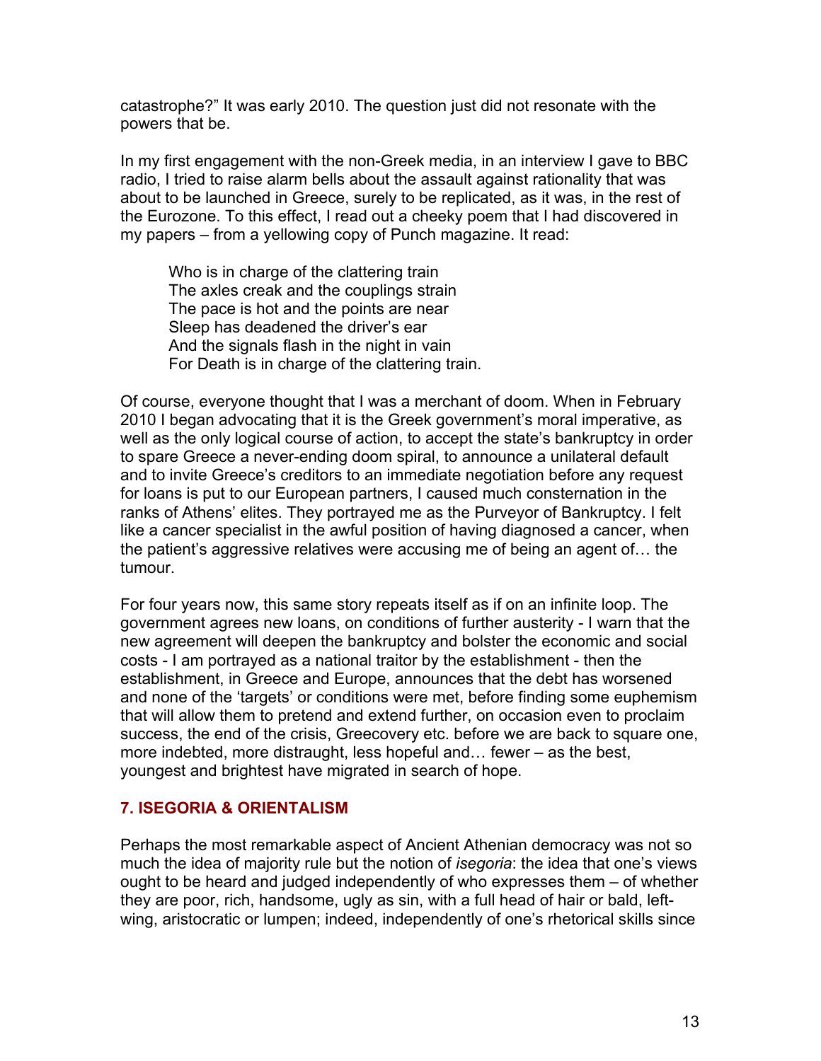catastrophe?" It was early 2010. The question just did not resonate with the powers that be.

In my first engagement with the non-Greek media, in an interview I gave to BBC radio, I tried to raise alarm bells about the assault against rationality that was about to be launched in Greece, surely to be replicated, as it was, in the rest of the Eurozone. To this effect, I read out a cheeky poem that I had discovered in my papers – from a yellowing copy of Punch magazine. It read:

> Who is in charge of the clattering train
> The axles creak and the couplings strain
> The pace is hot and the points are near
> Sleep has deadened the driver's ear
> And the signals flash in the night in vain
> For Death is in charge of the clattering train.

Of course, everyone thought that I was a merchant of doom. When in February 2010 I began advocating that it is the Greek government's moral imperative, as well as the only logical course of action, to accept the state's bankruptcy in order to spare Greece a never-ending doom spiral, to announce a unilateral default and to invite Greece's creditors to an immediate negotiation before any request for loans is put to our European partners, I caused much consternation in the ranks of Athens' elites. They portrayed me as the Purveyor of Bankruptcy. I felt like a cancer specialist in the awful position of having diagnosed a cancer, when the patient's aggressive relatives were accusing me of being an agent of… the tumour.

For four years now, this same story repeats itself as if on an infinite loop. The government agrees new loans, on conditions of further austerity - I warn that the new agreement will deepen the bankruptcy and bolster the economic and social costs - I am portrayed as a national traitor by the establishment - then the establishment, in Greece and Europe, announces that the debt has worsened and none of the 'targets' or conditions were met, before finding some euphemism that will allow them to pretend and extend further, on occasion even to proclaim success, the end of the crisis, Greecovery etc. before we are back to square one, more indebted, more distraught, less hopeful and… fewer – as the best, youngest and brightest have migrated in search of hope.

## 7. ISEGORIA & ORIENTALISM

Perhaps the most remarkable aspect of Ancient Athenian democracy was not so much the idea of majority rule but the notion of *isegoria*: the idea that one's views ought to be heard and judged independently of who expresses them – of whether they are poor, rich, handsome, ugly as sin, with a full head of hair or bald, left-wing, aristocratic or lumpen; indeed, independently of one's rhetorical skills since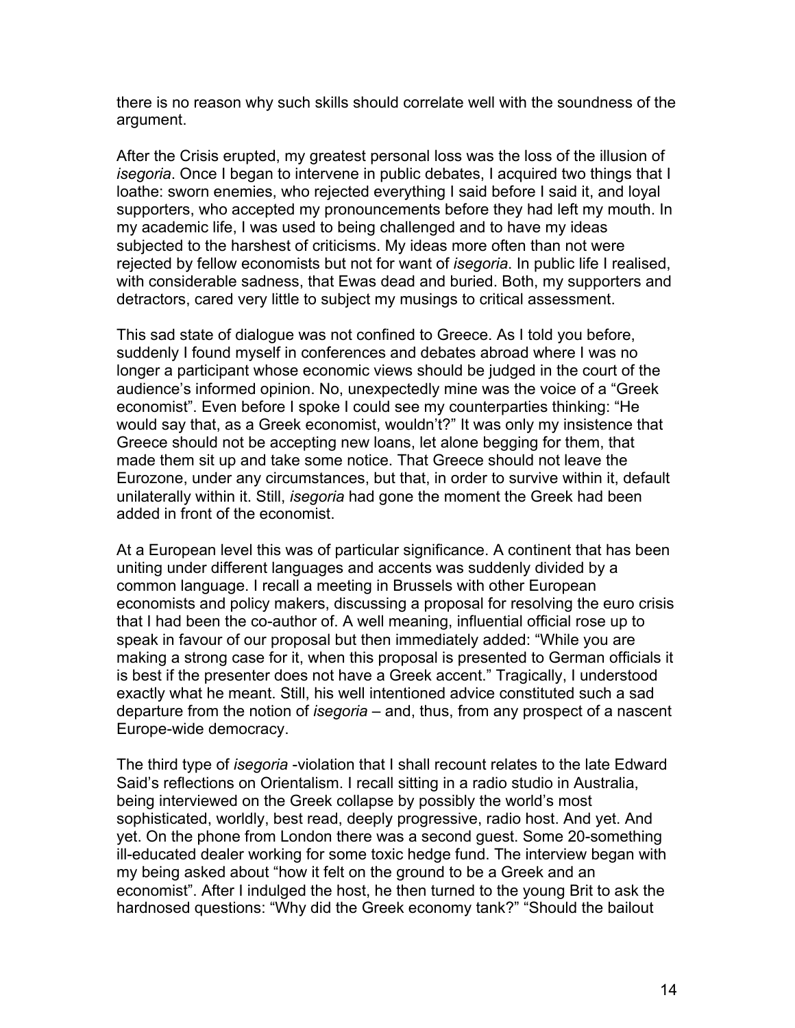there is no reason why such skills should correlate well with the soundness of the argument.

After the Crisis erupted, my greatest personal loss was the loss of the illusion of *isegoria*. Once I began to intervene in public debates, I acquired two things that I loathe: sworn enemies, who rejected everything I said before I said it, and loyal supporters, who accepted my pronouncements before they had left my mouth. In my academic life, I was used to being challenged and to have my ideas subjected to the harshest of criticisms. My ideas more often than not were rejected by fellow economists but not for want of *isegoria*. In public life I realised, with considerable sadness, that Ewas dead and buried. Both, my supporters and detractors, cared very little to subject my musings to critical assessment.

This sad state of dialogue was not confined to Greece. As I told you before, suddenly I found myself in conferences and debates abroad where I was no longer a participant whose economic views should be judged in the court of the audience's informed opinion. No, unexpectedly mine was the voice of a "Greek economist". Even before I spoke I could see my counterparties thinking: "He would say that, as a Greek economist, wouldn't?" It was only my insistence that Greece should not be accepting new loans, let alone begging for them, that made them sit up and take some notice. That Greece should not leave the Eurozone, under any circumstances, but that, in order to survive within it, default unilaterally within it. Still, *isegoria* had gone the moment the Greek had been added in front of the economist.

At a European level this was of particular significance. A continent that has been uniting under different languages and accents was suddenly divided by a common language. I recall a meeting in Brussels with other European economists and policy makers, discussing a proposal for resolving the euro crisis that I had been the co-author of. A well meaning, influential official rose up to speak in favour of our proposal but then immediately added: "While you are making a strong case for it, when this proposal is presented to German officials it is best if the presenter does not have a Greek accent." Tragically, I understood exactly what he meant. Still, his well intentioned advice constituted such a sad departure from the notion of *isegoria* – and, thus, from any prospect of a nascent Europe-wide democracy.

The third type of *isegoria* -violation that I shall recount relates to the late Edward Said's reflections on Orientalism. I recall sitting in a radio studio in Australia, being interviewed on the Greek collapse by possibly the world's most sophisticated, worldly, best read, deeply progressive, radio host. And yet. And yet. On the phone from London there was a second guest. Some 20-something ill-educated dealer working for some toxic hedge fund. The interview began with my being asked about "how it felt on the ground to be a Greek and an economist". After I indulged the host, he then turned to the young Brit to ask the hardnosed questions: "Why did the Greek economy tank?" "Should the bailout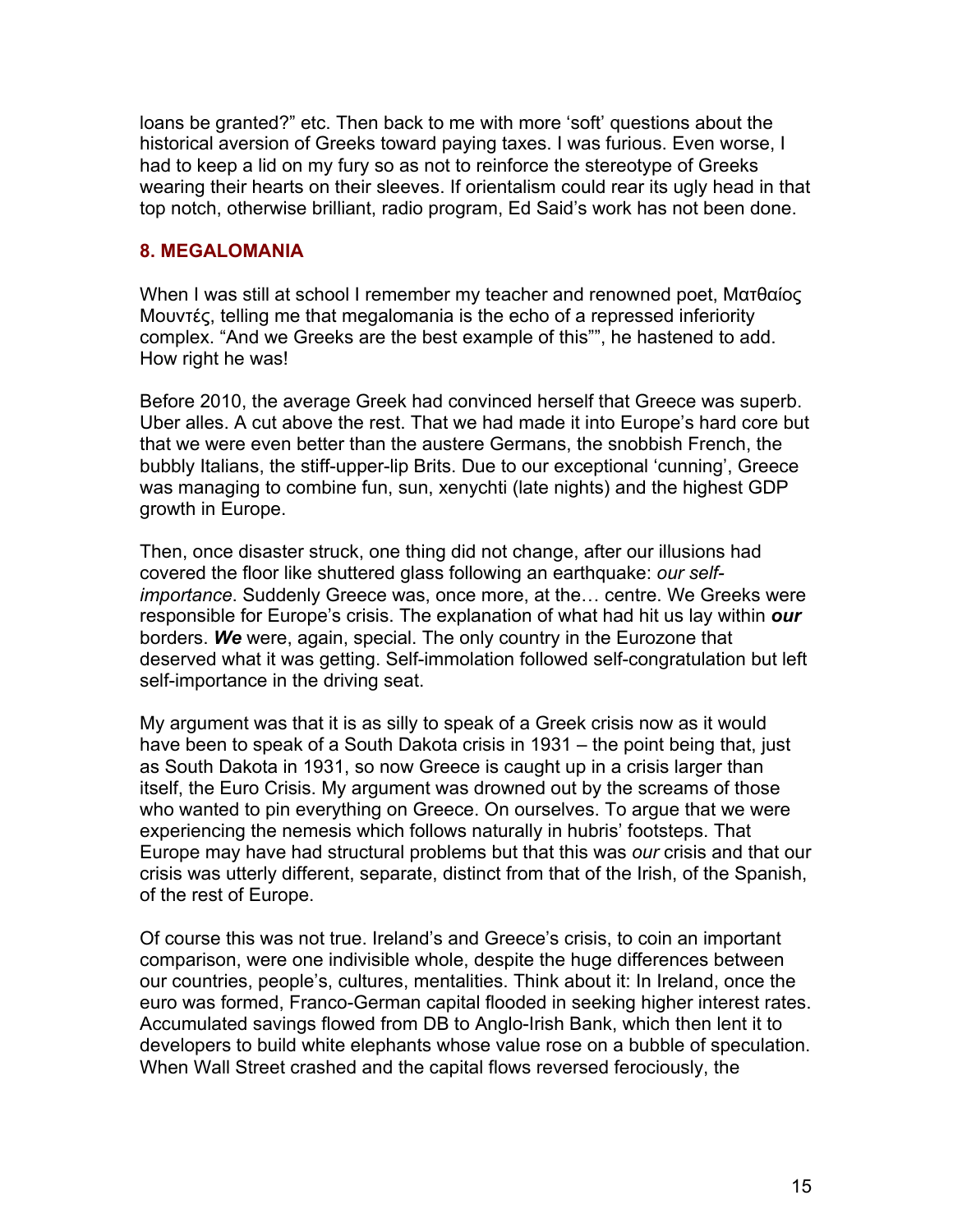loans be granted?" etc. Then back to me with more 'soft' questions about the historical aversion of Greeks toward paying taxes. I was furious. Even worse, I had to keep a lid on my fury so as not to reinforce the stereotype of Greeks wearing their hearts on their sleeves. If orientalism could rear its ugly head in that top notch, otherwise brilliant, radio program, Ed Said's work has not been done.

### 8. MEGALOMANIA

When I was still at school I remember my teacher and renowned poet, Ματθαίος Μουντές, telling me that megalomania is the echo of a repressed inferiority complex. "And we Greeks are the best example of this"", he hastened to add. How right he was!

Before 2010, the average Greek had convinced herself that Greece was superb. Uber alles. A cut above the rest. That we had made it into Europe's hard core but that we were even better than the austere Germans, the snobbish French, the bubbly Italians, the stiff-upper-lip Brits. Due to our exceptional 'cunning', Greece was managing to combine fun, sun, xenychti (late nights) and the highest GDP growth in Europe.

Then, once disaster struck, one thing did not change, after our illusions had covered the floor like shuttered glass following an earthquake: *our self-importance*. Suddenly Greece was, once more, at the… centre. We Greeks were responsible for Europe's crisis. The explanation of what had hit us lay within ***our*** borders. ***We*** were, again, special. The only country in the Eurozone that deserved what it was getting. Self-immolation followed self-congratulation but left self-importance in the driving seat.

My argument was that it is as silly to speak of a Greek crisis now as it would have been to speak of a South Dakota crisis in 1931 – the point being that, just as South Dakota in 1931, so now Greece is caught up in a crisis larger than itself, the Euro Crisis. My argument was drowned out by the screams of those who wanted to pin everything on Greece. On ourselves. To argue that we were experiencing the nemesis which follows naturally in hubris' footsteps. That Europe may have had structural problems but that this was *our* crisis and that our crisis was utterly different, separate, distinct from that of the Irish, of the Spanish, of the rest of Europe.

Of course this was not true. Ireland's and Greece's crisis, to coin an important comparison, were one indivisible whole, despite the huge differences between our countries, people's, cultures, mentalities. Think about it: In Ireland, once the euro was formed, Franco-German capital flooded in seeking higher interest rates. Accumulated savings flowed from DB to Anglo-Irish Bank, which then lent it to developers to build white elephants whose value rose on a bubble of speculation. When Wall Street crashed and the capital flows reversed ferociously, the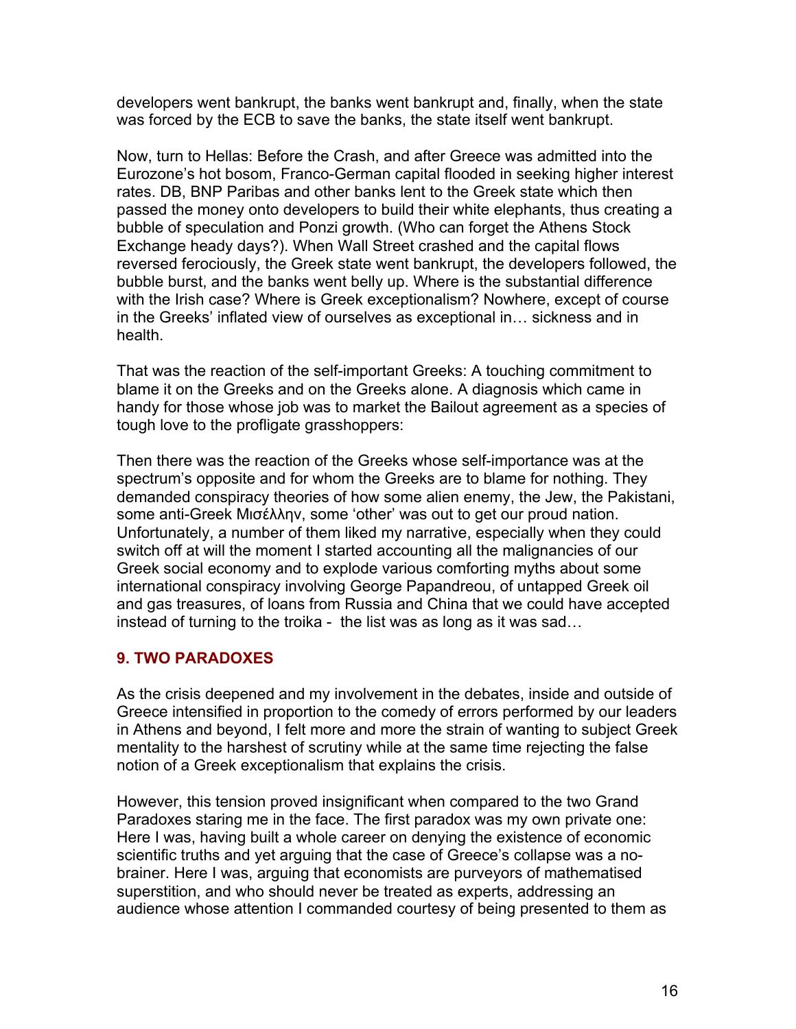developers went bankrupt, the banks went bankrupt and, finally, when the state was forced by the ECB to save the banks, the state itself went bankrupt.

Now, turn to Hellas: Before the Crash, and after Greece was admitted into the Eurozone's hot bosom, Franco-German capital flooded in seeking higher interest rates. DB, BNP Paribas and other banks lent to the Greek state which then passed the money onto developers to build their white elephants, thus creating a bubble of speculation and Ponzi growth. (Who can forget the Athens Stock Exchange heady days?). When Wall Street crashed and the capital flows reversed ferociously, the Greek state went bankrupt, the developers followed, the bubble burst, and the banks went belly up. Where is the substantial difference with the Irish case? Where is Greek exceptionalism? Nowhere, except of course in the Greeks' inflated view of ourselves as exceptional in… sickness and in health.

That was the reaction of the self-important Greeks: A touching commitment to blame it on the Greeks and on the Greeks alone. A diagnosis which came in handy for those whose job was to market the Bailout agreement as a species of tough love to the profligate grasshoppers:

Then there was the reaction of the Greeks whose self-importance was at the spectrum's opposite and for whom the Greeks are to blame for nothing. They demanded conspiracy theories of how some alien enemy, the Jew, the Pakistani, some anti-Greek Μισέλλην, some 'other' was out to get our proud nation. Unfortunately, a number of them liked my narrative, especially when they could switch off at will the moment I started accounting all the malignancies of our Greek social economy and to explode various comforting myths about some international conspiracy involving George Papandreou, of untapped Greek oil and gas treasures, of loans from Russia and China that we could have accepted instead of turning to the troika - the list was as long as it was sad…

## 9. TWO PARADOXES

As the crisis deepened and my involvement in the debates, inside and outside of Greece intensified in proportion to the comedy of errors performed by our leaders in Athens and beyond, I felt more and more the strain of wanting to subject Greek mentality to the harshest of scrutiny while at the same time rejecting the false notion of a Greek exceptionalism that explains the crisis.

However, this tension proved insignificant when compared to the two Grand Paradoxes staring me in the face. The first paradox was my own private one: Here I was, having built a whole career on denying the existence of economic scientific truths and yet arguing that the case of Greece's collapse was a no-brainer. Here I was, arguing that economists are purveyors of mathematised superstition, and who should never be treated as experts, addressing an audience whose attention I commanded courtesy of being presented to them as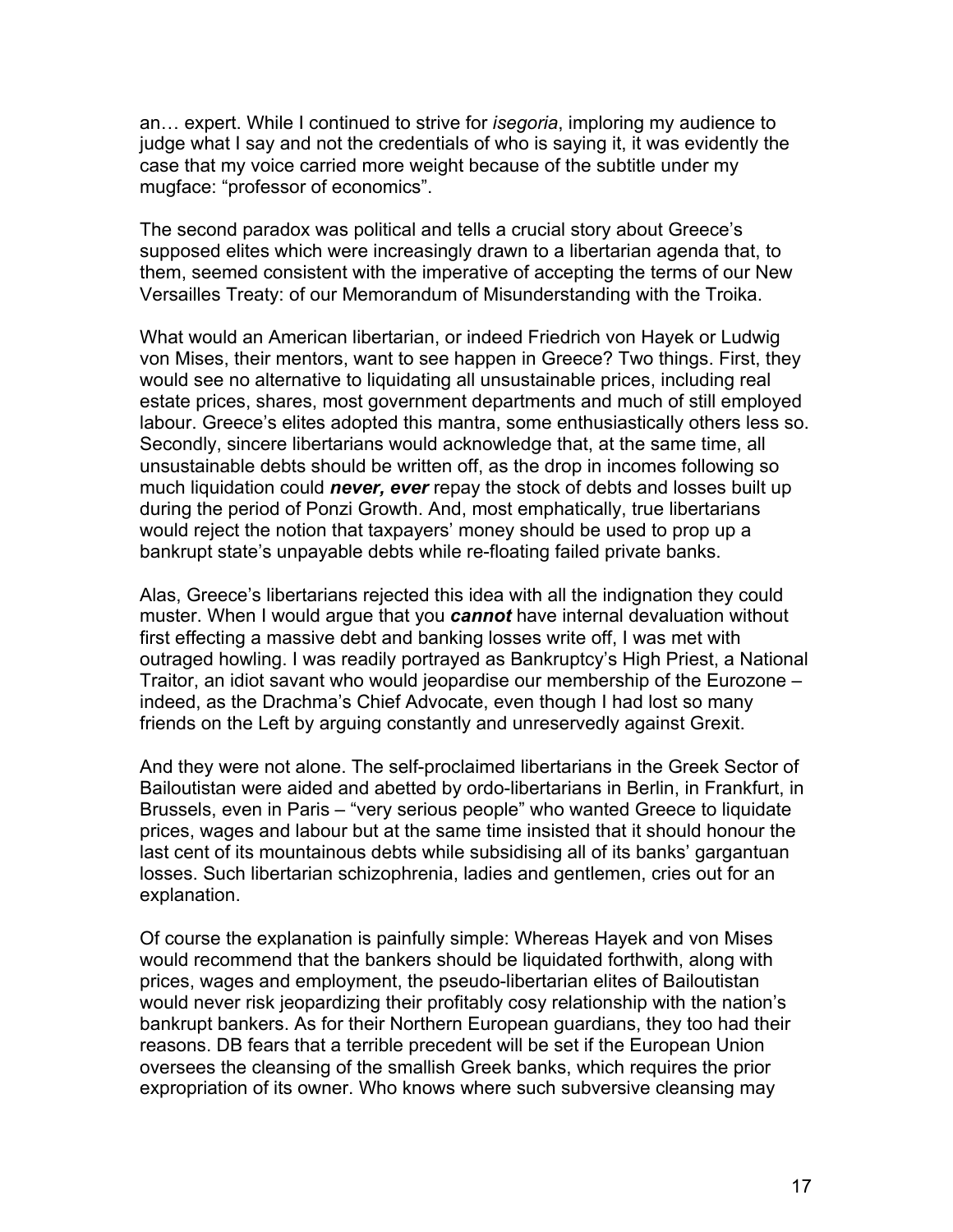an… expert. While I continued to strive for *isegoria*, imploring my audience to judge what I say and not the credentials of who is saying it, it was evidently the case that my voice carried more weight because of the subtitle under my mugface: "professor of economics".

The second paradox was political and tells a crucial story about Greece's supposed elites which were increasingly drawn to a libertarian agenda that, to them, seemed consistent with the imperative of accepting the terms of our New Versailles Treaty: of our Memorandum of Misunderstanding with the Troika.

What would an American libertarian, or indeed Friedrich von Hayek or Ludwig von Mises, their mentors, want to see happen in Greece? Two things. First, they would see no alternative to liquidating all unsustainable prices, including real estate prices, shares, most government departments and much of still employed labour. Greece's elites adopted this mantra, some enthusiastically others less so. Secondly, sincere libertarians would acknowledge that, at the same time, all unsustainable debts should be written off, as the drop in incomes following so much liquidation could ***never, ever*** repay the stock of debts and losses built up during the period of Ponzi Growth. And, most emphatically, true libertarians would reject the notion that taxpayers' money should be used to prop up a bankrupt state's unpayable debts while re-floating failed private banks.

Alas, Greece's libertarians rejected this idea with all the indignation they could muster. When I would argue that you ***cannot*** have internal devaluation without first effecting a massive debt and banking losses write off, I was met with outraged howling. I was readily portrayed as Bankruptcy's High Priest, a National Traitor, an idiot savant who would jeopardise our membership of the Eurozone – indeed, as the Drachma's Chief Advocate, even though I had lost so many friends on the Left by arguing constantly and unreservedly against Grexit.

And they were not alone. The self-proclaimed libertarians in the Greek Sector of Bailoutistan were aided and abetted by ordo-libertarians in Berlin, in Frankfurt, in Brussels, even in Paris – "very serious people" who wanted Greece to liquidate prices, wages and labour but at the same time insisted that it should honour the last cent of its mountainous debts while subsidising all of its banks' gargantuan losses. Such libertarian schizophrenia, ladies and gentlemen, cries out for an explanation.

Of course the explanation is painfully simple: Whereas Hayek and von Mises would recommend that the bankers should be liquidated forthwith, along with prices, wages and employment, the pseudo-libertarian elites of Bailoutistan would never risk jeopardizing their profitably cosy relationship with the nation's bankrupt bankers. As for their Northern European guardians, they too had their reasons. DB fears that a terrible precedent will be set if the European Union oversees the cleansing of the smallish Greek banks, which requires the prior expropriation of its owner. Who knows where such subversive cleansing may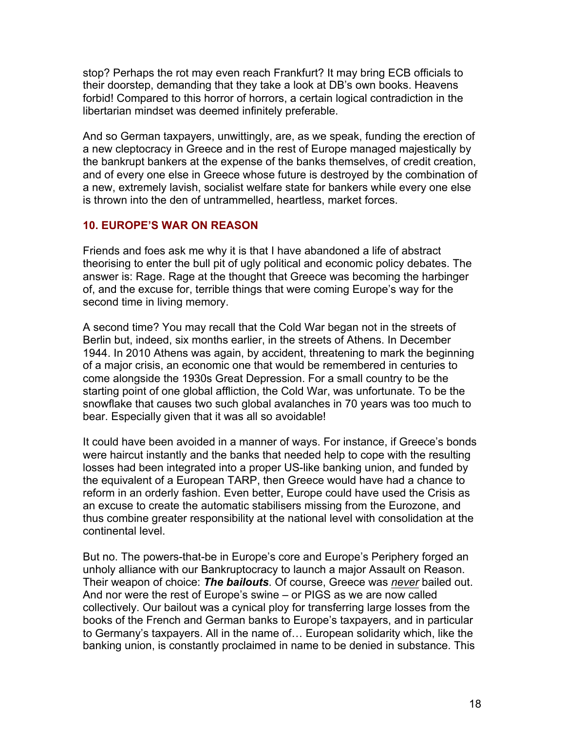stop? Perhaps the rot may even reach Frankfurt? It may bring ECB officials to their doorstep, demanding that they take a look at DB's own books. Heavens forbid! Compared to this horror of horrors, a certain logical contradiction in the libertarian mindset was deemed infinitely preferable.

And so German taxpayers, unwittingly, are, as we speak, funding the erection of a new cleptocracy in Greece and in the rest of Europe managed majestically by the bankrupt bankers at the expense of the banks themselves, of credit creation, and of every one else in Greece whose future is destroyed by the combination of a new, extremely lavish, socialist welfare state for bankers while every one else is thrown into the den of untrammelled, heartless, market forces.

## 10. EUROPE'S WAR ON REASON

Friends and foes ask me why it is that I have abandoned a life of abstract theorising to enter the bull pit of ugly political and economic policy debates. The answer is: Rage. Rage at the thought that Greece was becoming the harbinger of, and the excuse for, terrible things that were coming Europe's way for the second time in living memory.

A second time? You may recall that the Cold War began not in the streets of Berlin but, indeed, six months earlier, in the streets of Athens. In December 1944. In 2010 Athens was again, by accident, threatening to mark the beginning of a major crisis, an economic one that would be remembered in centuries to come alongside the 1930s Great Depression. For a small country to be the starting point of one global affliction, the Cold War, was unfortunate. To be the snowflake that causes two such global avalanches in 70 years was too much to bear. Especially given that it was all so avoidable!

It could have been avoided in a manner of ways. For instance, if Greece's bonds were haircut instantly and the banks that needed help to cope with the resulting losses had been integrated into a proper US-like banking union, and funded by the equivalent of a European TARP, then Greece would have had a chance to reform in an orderly fashion. Even better, Europe could have used the Crisis as an excuse to create the automatic stabilisers missing from the Eurozone, and thus combine greater responsibility at the national level with consolidation at the continental level.

But no. The powers-that-be in Europe's core and Europe's Periphery forged an unholy alliance with our Bankruptocracy to launch a major Assault on Reason. Their weapon of choice: ***The bailouts***. Of course, Greece was *never* bailed out. And nor were the rest of Europe's swine – or PIGS as we are now called collectively. Our bailout was a cynical ploy for transferring large losses from the books of the French and German banks to Europe's taxpayers, and in particular to Germany's taxpayers. All in the name of… European solidarity which, like the banking union, is constantly proclaimed in name to be denied in substance. This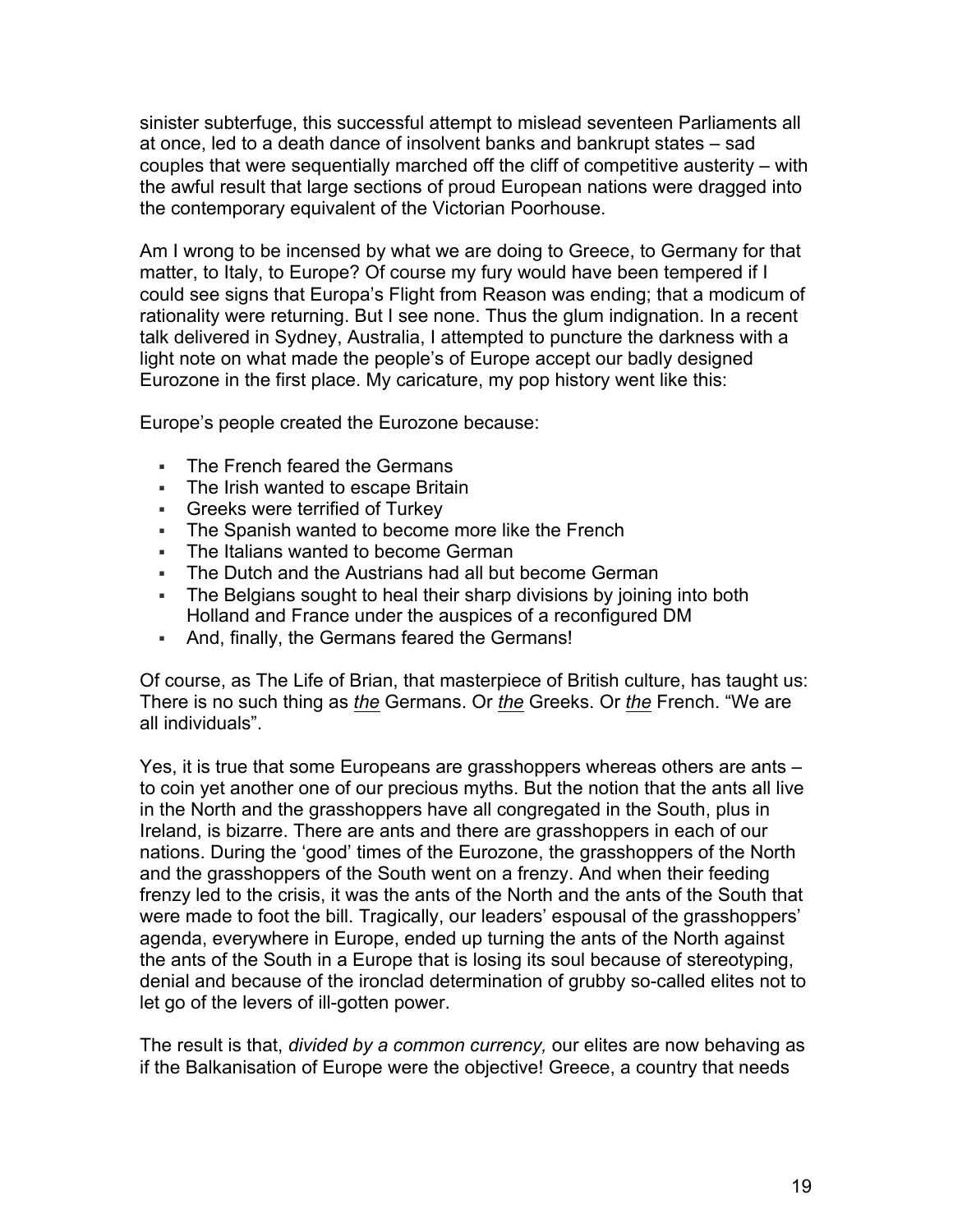sinister subterfuge, this successful attempt to mislead seventeen Parliaments all at once, led to a death dance of insolvent banks and bankrupt states – sad couples that were sequentially marched off the cliff of competitive austerity – with the awful result that large sections of proud European nations were dragged into the contemporary equivalent of the Victorian Poorhouse.

Am I wrong to be incensed by what we are doing to Greece, to Germany for that matter, to Italy, to Europe? Of course my fury would have been tempered if I could see signs that Europa's Flight from Reason was ending; that a modicum of rationality were returning. But I see none. Thus the glum indignation. In a recent talk delivered in Sydney, Australia, I attempted to puncture the darkness with a light note on what made the people's of Europe accept our badly designed Eurozone in the first place. My caricature, my pop history went like this:

Europe's people created the Eurozone because:

- The French feared the Germans
- The Irish wanted to escape Britain
- Greeks were terrified of Turkey
- The Spanish wanted to become more like the French
- The Italians wanted to become German
- The Dutch and the Austrians had all but become German
- The Belgians sought to heal their sharp divisions by joining into both Holland and France under the auspices of a reconfigured DM
- And, finally, the Germans feared the Germans!

Of course, as The Life of Brian, that masterpiece of British culture, has taught us: There is no such thing as ***the*** Germans. Or ***the*** Greeks. Or ***the*** French. "We are all individuals".

Yes, it is true that some Europeans are grasshoppers whereas others are ants – to coin yet another one of our precious myths. But the notion that the ants all live in the North and the grasshoppers have all congregated in the South, plus in Ireland, is bizarre. There are ants and there are grasshoppers in each of our nations. During the 'good' times of the Eurozone, the grasshoppers of the North and the grasshoppers of the South went on a frenzy. And when their feeding frenzy led to the crisis, it was the ants of the North and the ants of the South that were made to foot the bill. Tragically, our leaders' espousal of the grasshoppers' agenda, everywhere in Europe, ended up turning the ants of the North against the ants of the South in a Europe that is losing its soul because of stereotyping, denial and because of the ironclad determination of grubby so-called elites not to let go of the levers of ill-gotten power.

The result is that, *divided by a common currency,* our elites are now behaving as if the Balkanisation of Europe were the objective! Greece, a country that needs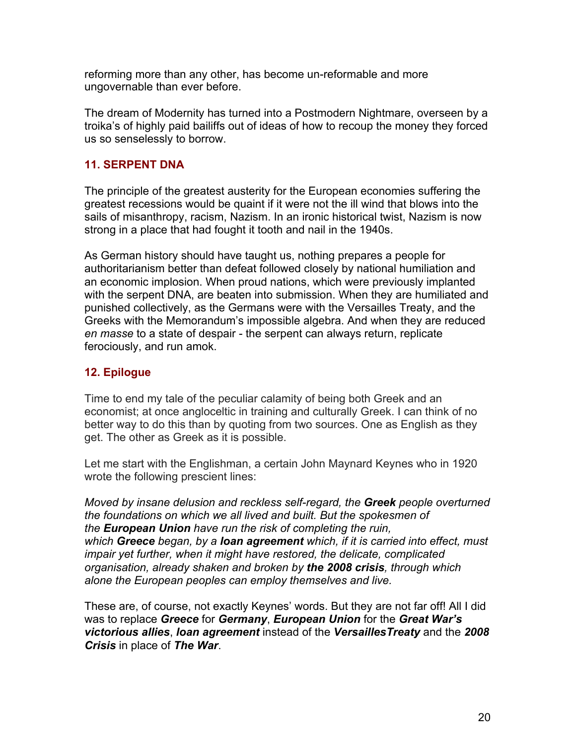reforming more than any other, has become un-reformable and more ungovernable than ever before.

The dream of Modernity has turned into a Postmodern Nightmare, overseen by a troika's of highly paid bailiffs out of ideas of how to recoup the money they forced us so senselessly to borrow.

## 11. SERPENT DNA

The principle of the greatest austerity for the European economies suffering the greatest recessions would be quaint if it were not the ill wind that blows into the sails of misanthropy, racism, Nazism. In an ironic historical twist, Nazism is now strong in a place that had fought it tooth and nail in the 1940s.

As German history should have taught us, nothing prepares a people for authoritarianism better than defeat followed closely by national humiliation and an economic implosion. When proud nations, which were previously implanted with the serpent DNA, are beaten into submission. When they are humiliated and punished collectively, as the Germans were with the Versailles Treaty, and the Greeks with the Memorandum's impossible algebra. And when they are reduced *en masse* to a state of despair - the serpent can always return, replicate ferociously, and run amok.

## 12. Epilogue

Time to end my tale of the peculiar calamity of being both Greek and an economist; at once angloceltic in training and culturally Greek. I can think of no better way to do this than by quoting from two sources. One as English as they get. The other as Greek as it is possible.

Let me start with the Englishman, a certain John Maynard Keynes who in 1920 wrote the following prescient lines:

*Moved by insane delusion and reckless self-regard, the **Greek** people overturned the foundations on which we all lived and built. But the spokesmen of the **European Union** have run the risk of completing the ruin, which **Greece** began, by a **loan agreement** which, if it is carried into effect, must impair yet further, when it might have restored, the delicate, complicated organisation, already shaken and broken by **the 2008 crisis**, through which alone the European peoples can employ themselves and live.*

These are, of course, not exactly Keynes' words. But they are not far off! All I did was to replace ***Greece*** for ***Germany***, ***European Union*** for the ***Great War's victorious allies***, ***loan agreement*** instead of the ***VersaillesTreaty*** and the ***2008 Crisis*** in place of ***The War***.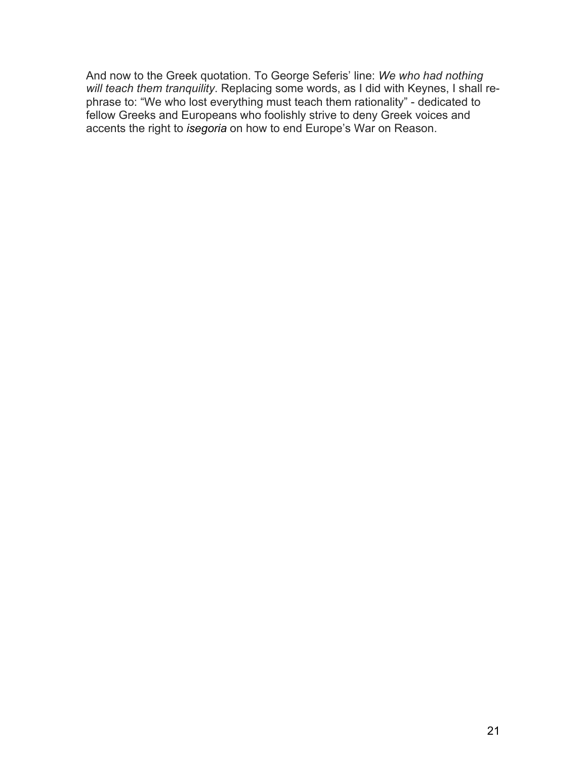And now to the Greek quotation. To George Seferis' line: *We who had nothing will teach them tranquility*. Replacing some words, as I did with Keynes, I shall re-phrase to: "We who lost everything must teach them rationality" - dedicated to fellow Greeks and Europeans who foolishly strive to deny Greek voices and accents the right to *isegoria* on how to end Europe's War on Reason.